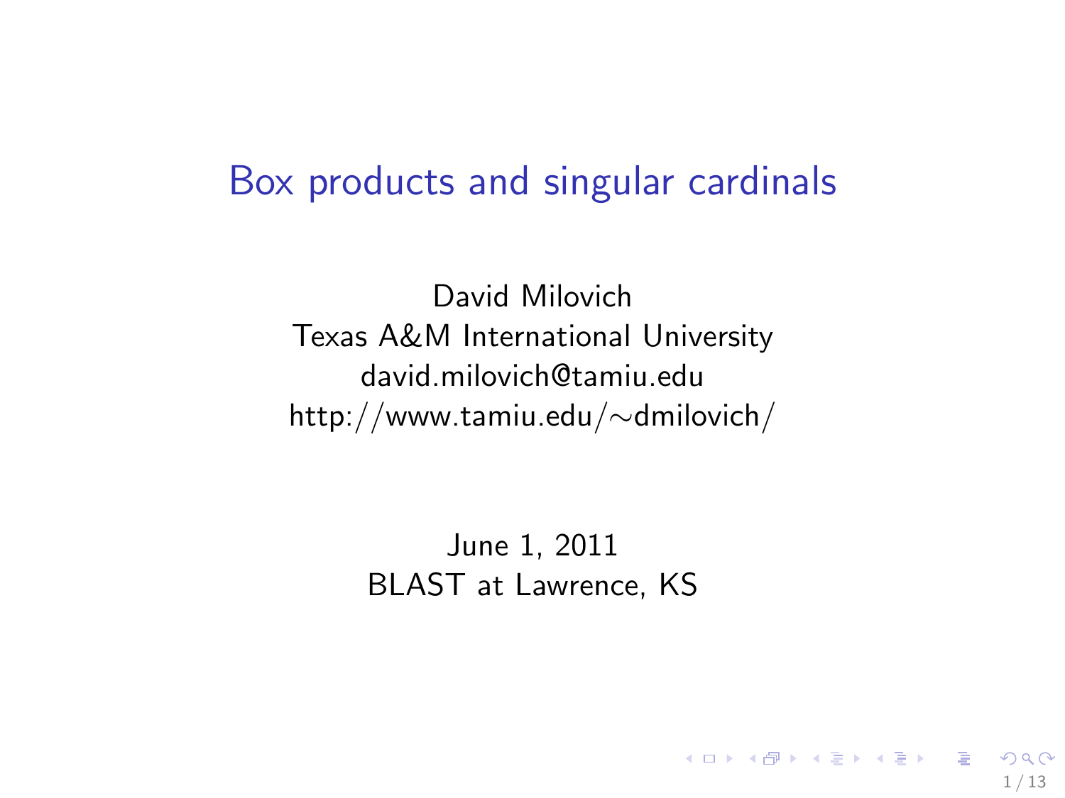# Box products and singular cardinals

David Milovich
Texas A&M International University
david.milovich@tamiu.edu
http://www.tamiu.edu/∼dmilovich/

June 1, 2011
BLAST at Lawrence, KS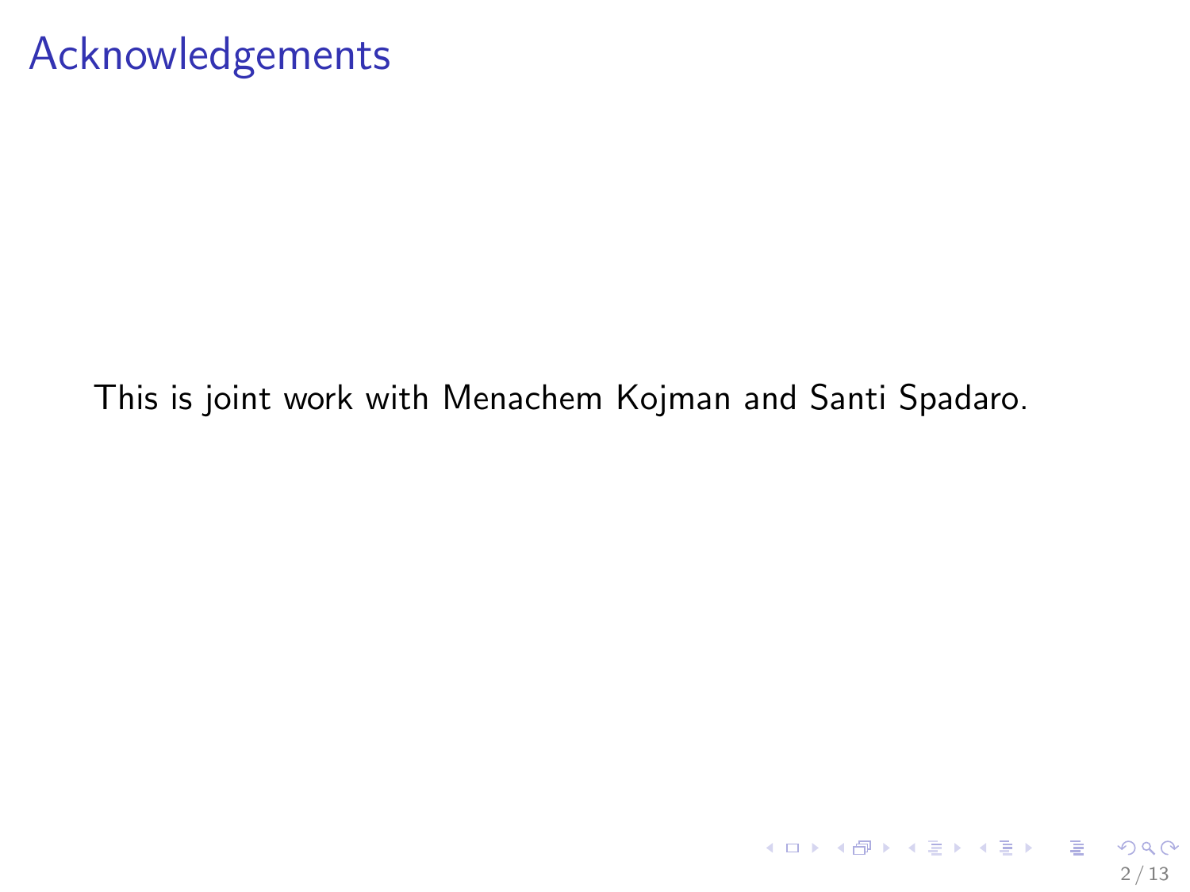# Acknowledgements

This is joint work with Menachem Kojman and Santi Spadaro.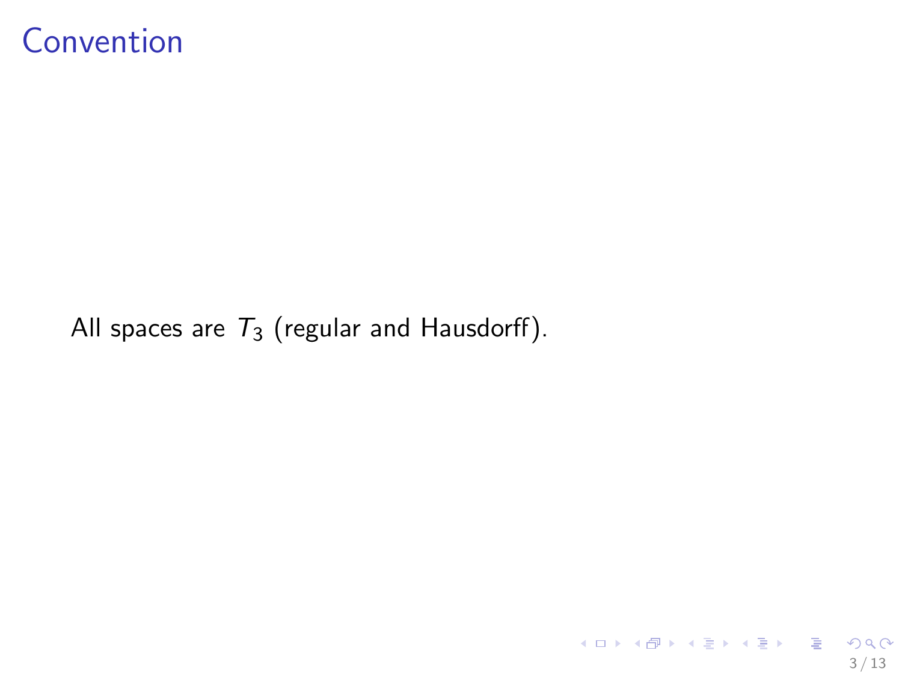# Convention

All spaces are $T_3$ (regular and Hausdorff).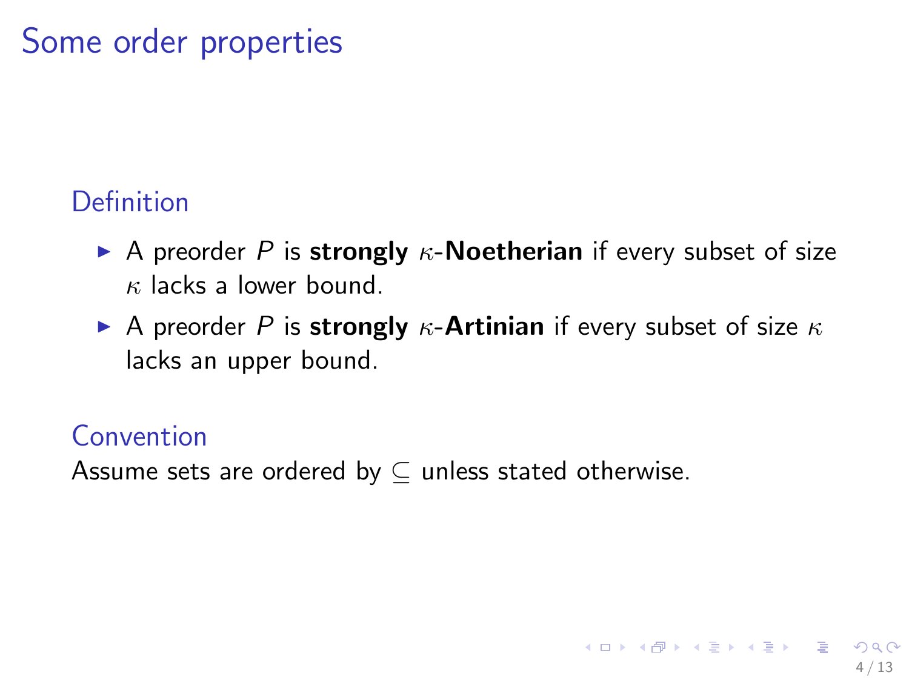# Some order properties

### Definition

- A preorder $P$ is **strongly** $\kappa$-**Noetherian** if every subset of size $\kappa$ lacks a lower bound.
- A preorder $P$ is **strongly** $\kappa$-**Artinian** if every subset of size $\kappa$ lacks an upper bound.

### Convention

Assume sets are ordered by $\subseteq$ unless stated otherwise.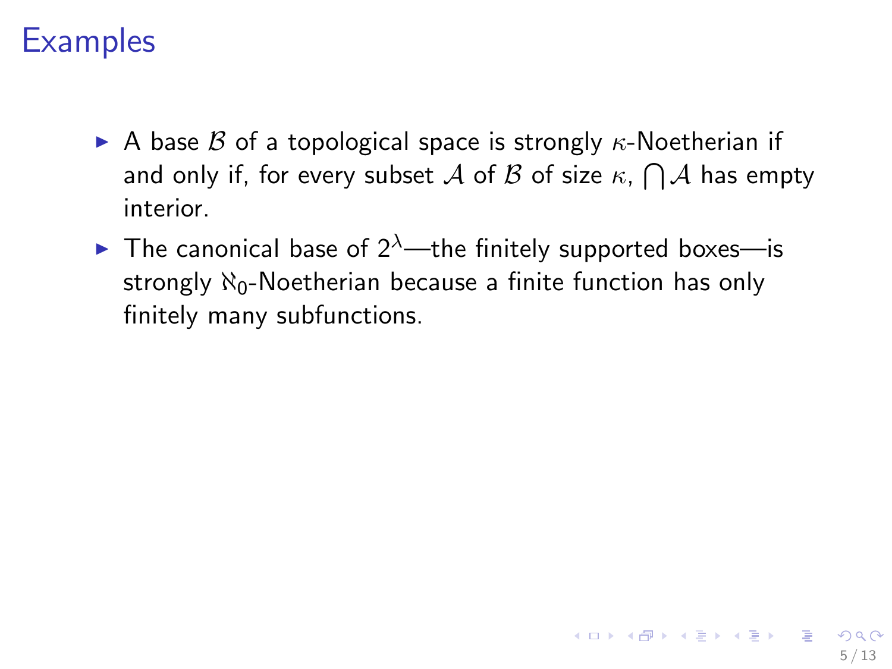# Examples

- A base $\mathcal{B}$ of a topological space is strongly $\kappa$-Noetherian if and only if, for every subset $\mathcal{A}$ of $\mathcal{B}$ of size $\kappa$, $\bigcap \mathcal{A}$ has empty interior.
- The canonical base of $2^\lambda$—the finitely supported boxes—is strongly $\aleph_0$-Noetherian because a finite function has only finitely many subfunctions.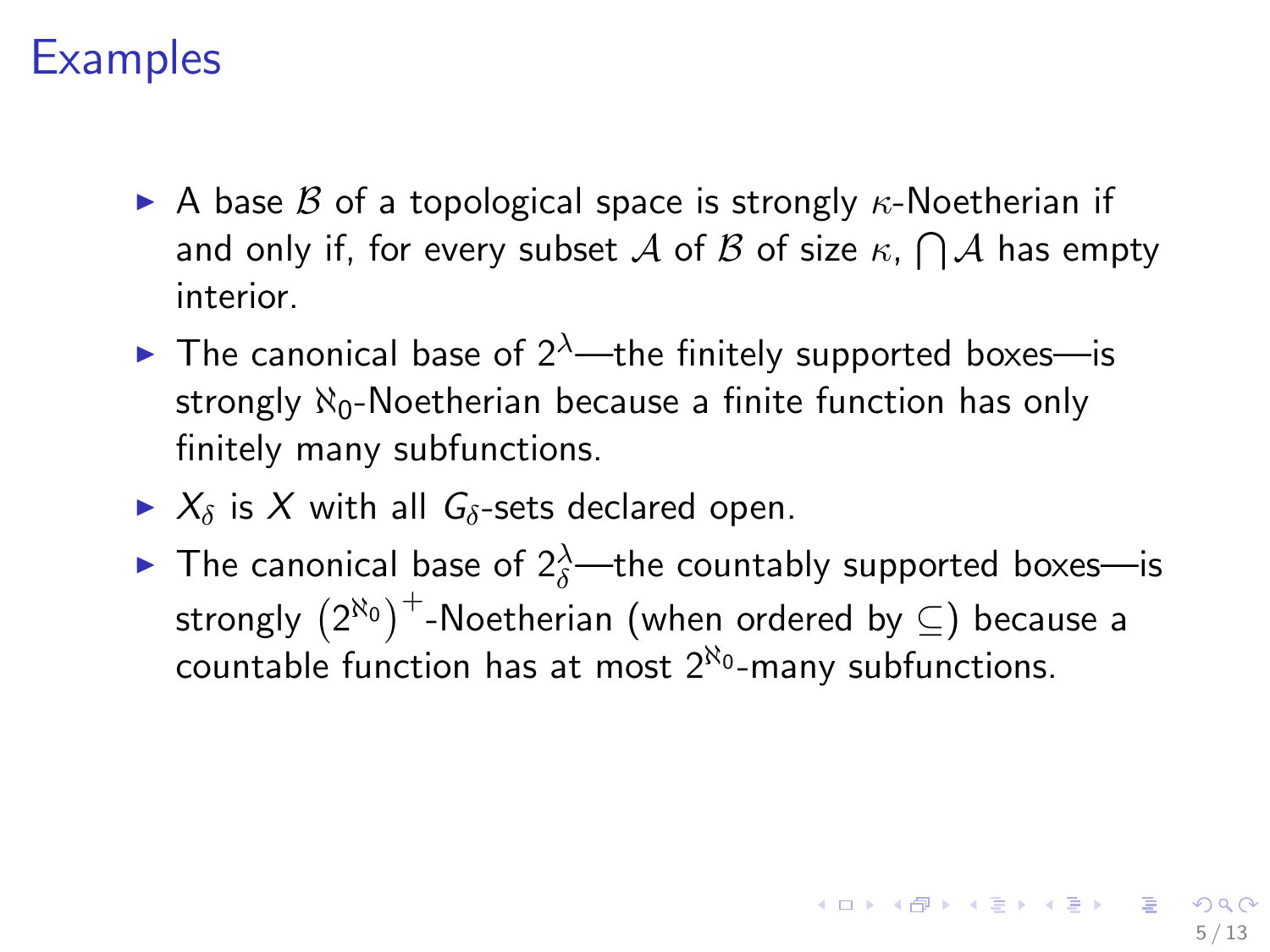# Examples

- A base $\mathcal{B}$ of a topological space is strongly $\kappa$-Noetherian if and only if, for every subset $\mathcal{A}$ of $\mathcal{B}$ of size $\kappa$, $\bigcap \mathcal{A}$ has empty interior.
- The canonical base of $2^\lambda$—the finitely supported boxes—is strongly $\aleph_0$-Noetherian because a finite function has only finitely many subfunctions.
- $X_\delta$ is $X$ with all $G_\delta$-sets declared open.
- The canonical base of $2^\lambda_\delta$—the countably supported boxes—is strongly $\left(2^{\aleph_0}\right)^+$-Noetherian (when ordered by $\subseteq$) because a countable function has at most $2^{\aleph_0}$-many subfunctions.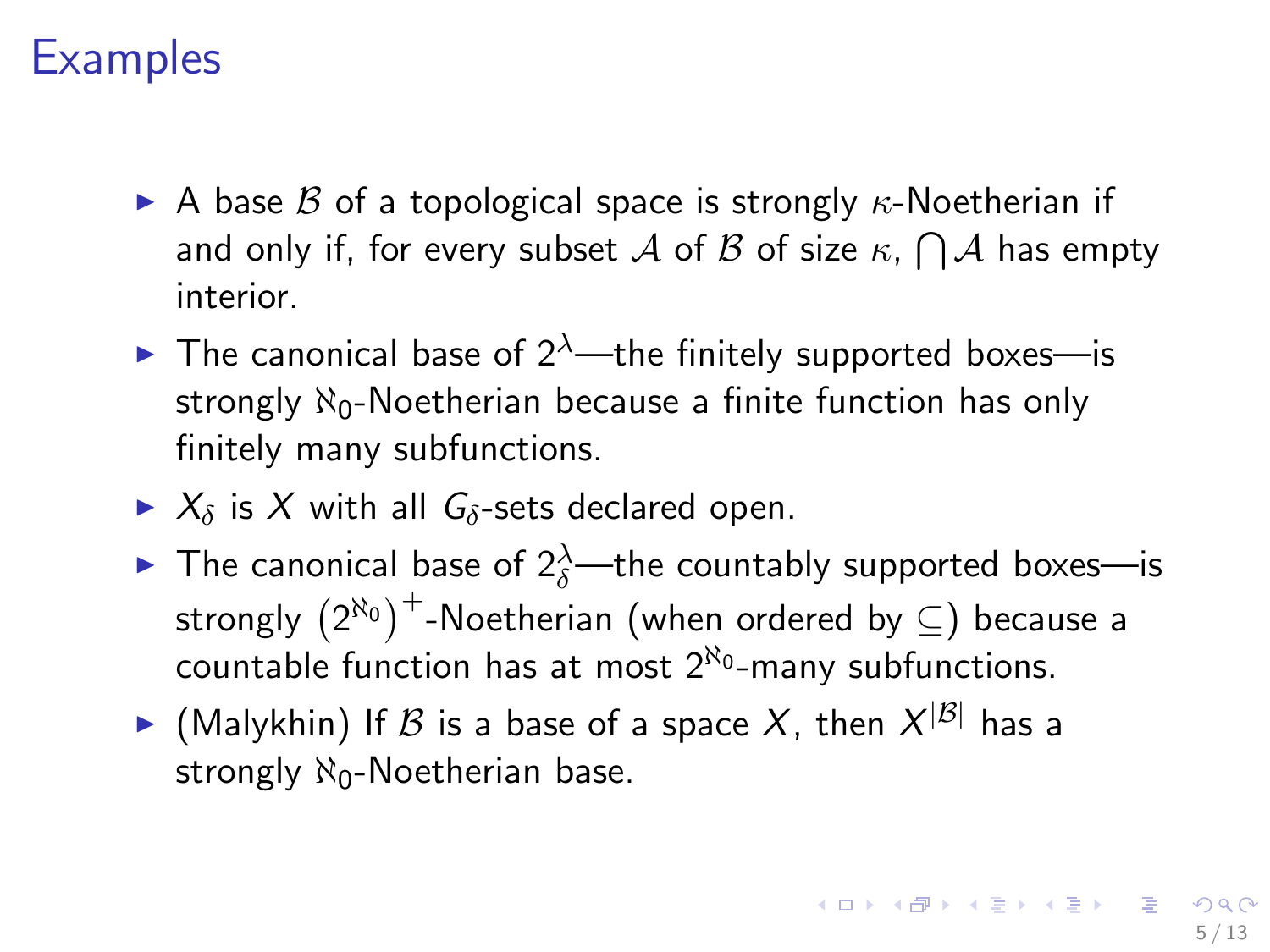# Examples

- A base $\mathcal{B}$ of a topological space is strongly $\kappa$-Noetherian if and only if, for every subset $\mathcal{A}$ of $\mathcal{B}$ of size $\kappa$, $\bigcap \mathcal{A}$ has empty interior.
- The canonical base of $2^\lambda$—the finitely supported boxes—is strongly $\aleph_0$-Noetherian because a finite function has only finitely many subfunctions.
- $X_\delta$ is $X$ with all $G_\delta$-sets declared open.
- The canonical base of $2^\lambda_\delta$—the countably supported boxes—is strongly $\left(2^{\aleph_0}\right)^+$-Noetherian (when ordered by $\subseteq$) because a countable function has at most $2^{\aleph_0}$-many subfunctions.
- (Malykhin) If $\mathcal{B}$ is a base of a space $X$, then $X^{|\mathcal{B}|}$ has a strongly $\aleph_0$-Noetherian base.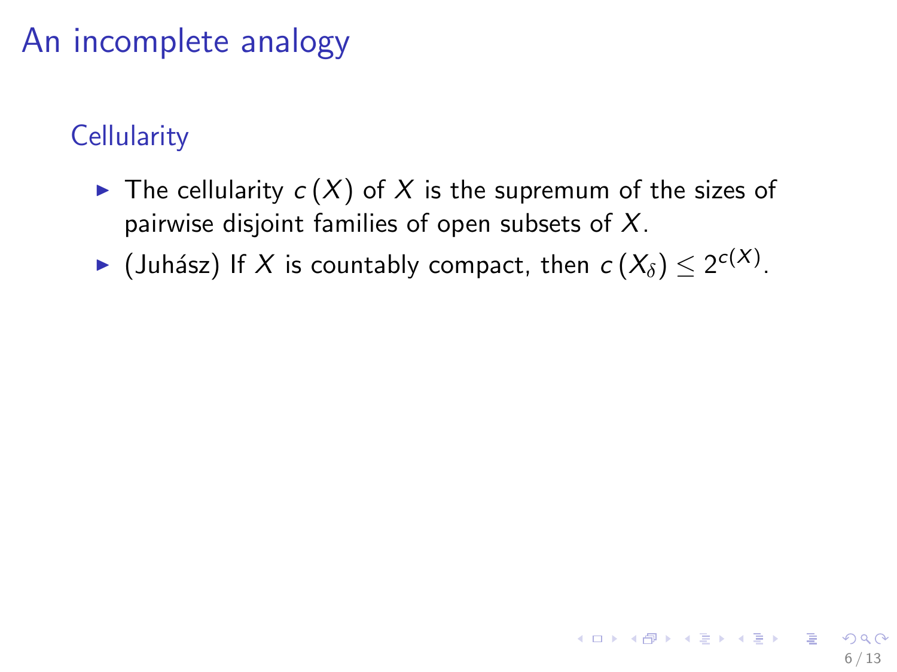# An incomplete analogy

## Cellularity

- The cellularity $c(X)$ of $X$ is the supremum of the sizes of pairwise disjoint families of open subsets of $X$.
- (Juhász) If $X$ is countably compact, then $c(X_\delta) \leq 2^{c(X)}$.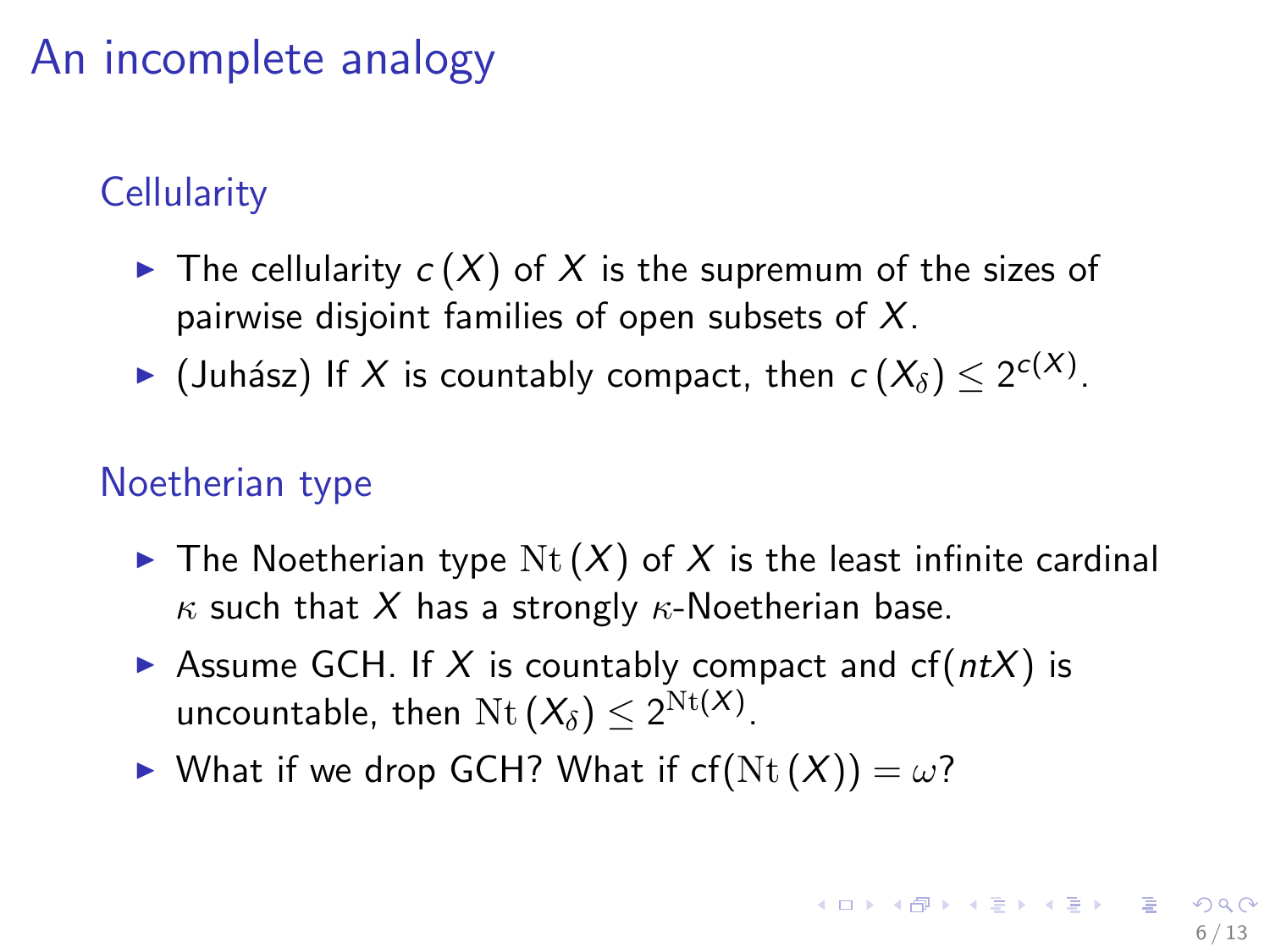# An incomplete analogy

## Cellularity

- The cellularity $c(X)$ of $X$ is the supremum of the sizes of pairwise disjoint families of open subsets of $X$.
- (Juhász) If $X$ is countably compact, then $c(X_\delta) \leq 2^{c(X)}$.

## Noetherian type

- The Noetherian type $\mathrm{Nt}(X)$ of $X$ is the least infinite cardinal $\kappa$ such that $X$ has a strongly $\kappa$-Noetherian base.
- Assume GCH. If $X$ is countably compact and $\mathrm{cf}(ntX)$ is uncountable, then $\mathrm{Nt}(X_\delta) \leq 2^{\mathrm{Nt}(X)}$.
- What if we drop GCH? What if $\mathrm{cf}(\mathrm{Nt}(X)) = \omega$?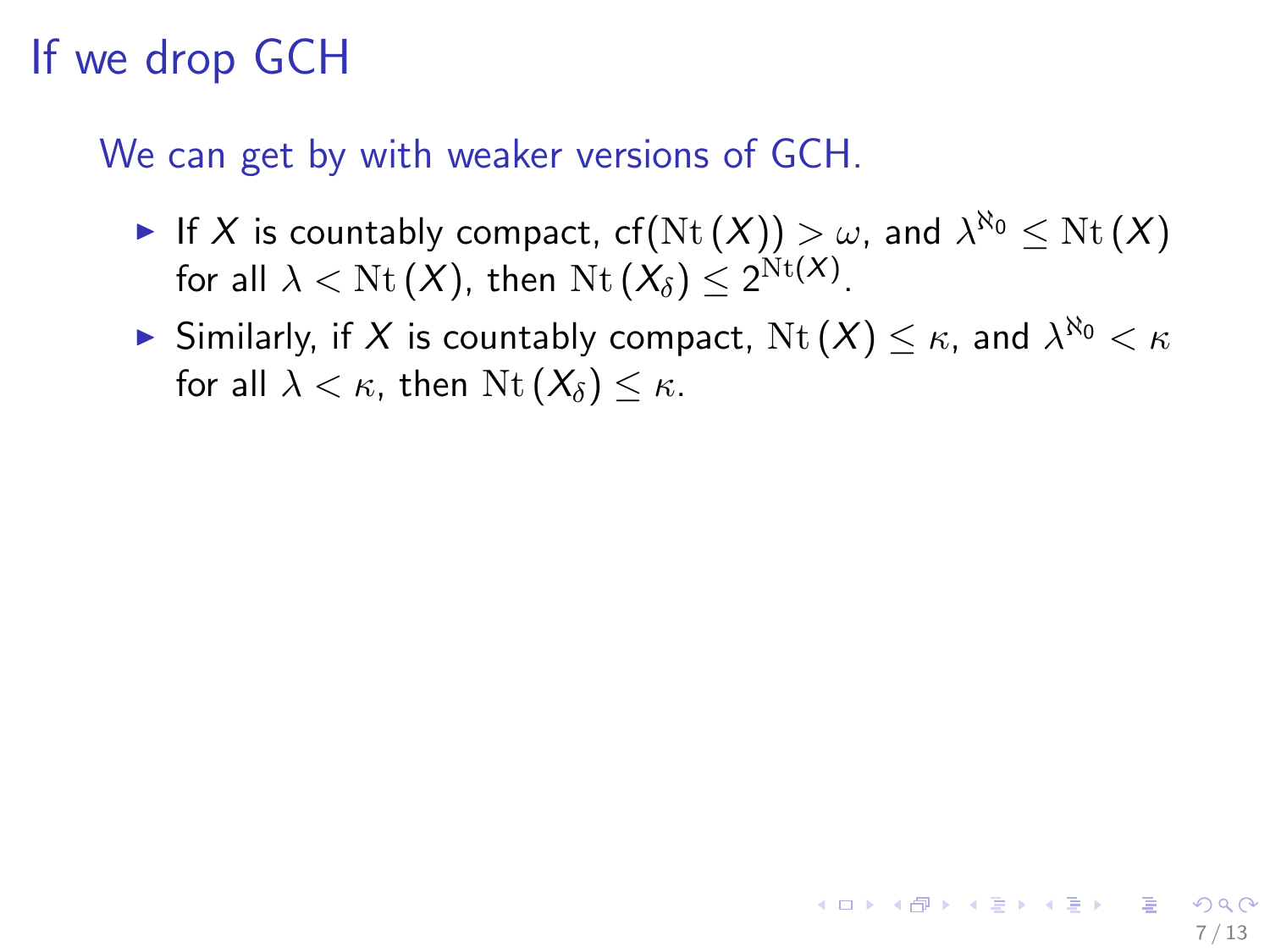# If we drop GCH

We can get by with weaker versions of GCH.

- If $X$ is countably compact, $\mathrm{cf}(\mathrm{Nt}(X)) > \omega$, and $\lambda^{\aleph_0} \leq \mathrm{Nt}(X)$ for all $\lambda < \mathrm{Nt}(X)$, then $\mathrm{Nt}(X_\delta) \leq 2^{\mathrm{Nt}(X)}$.
- Similarly, if $X$ is countably compact, $\mathrm{Nt}(X) \leq \kappa$, and $\lambda^{\aleph_0} < \kappa$ for all $\lambda < \kappa$, then $\mathrm{Nt}(X_\delta) \leq \kappa$.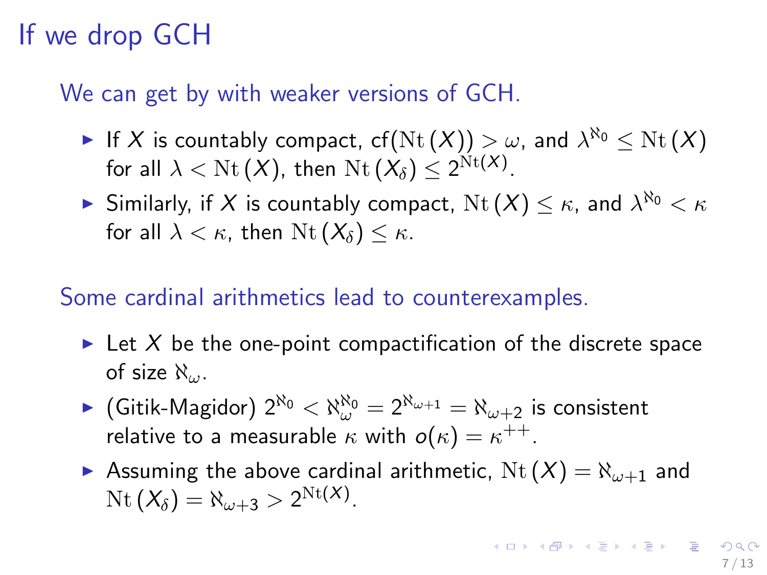# If we drop GCH

We can get by with weaker versions of GCH.

- If $X$ is countably compact, $\mathrm{cf}(\mathrm{Nt}(X)) > \omega$, and $\lambda^{\aleph_0} \leq \mathrm{Nt}(X)$ for all $\lambda < \mathrm{Nt}(X)$, then $\mathrm{Nt}(X_\delta) \leq 2^{\mathrm{Nt}(X)}$.
- Similarly, if $X$ is countably compact, $\mathrm{Nt}(X) \leq \kappa$, and $\lambda^{\aleph_0} < \kappa$ for all $\lambda < \kappa$, then $\mathrm{Nt}(X_\delta) \leq \kappa$.

Some cardinal arithmetics lead to counterexamples.

- Let $X$ be the one-point compactification of the discrete space of size $\aleph_\omega$.
- (Gitik-Magidor) $2^{\aleph_0} < \aleph_\omega^{\aleph_0} = 2^{\aleph_{\omega+1}} = \aleph_{\omega+2}$ is consistent relative to a measurable $\kappa$ with $o(\kappa) = \kappa^{++}$.
- Assuming the above cardinal arithmetic, $\mathrm{Nt}(X) = \aleph_{\omega+1}$ and $\mathrm{Nt}(X_\delta) = \aleph_{\omega+3} > 2^{\mathrm{Nt}(X)}$.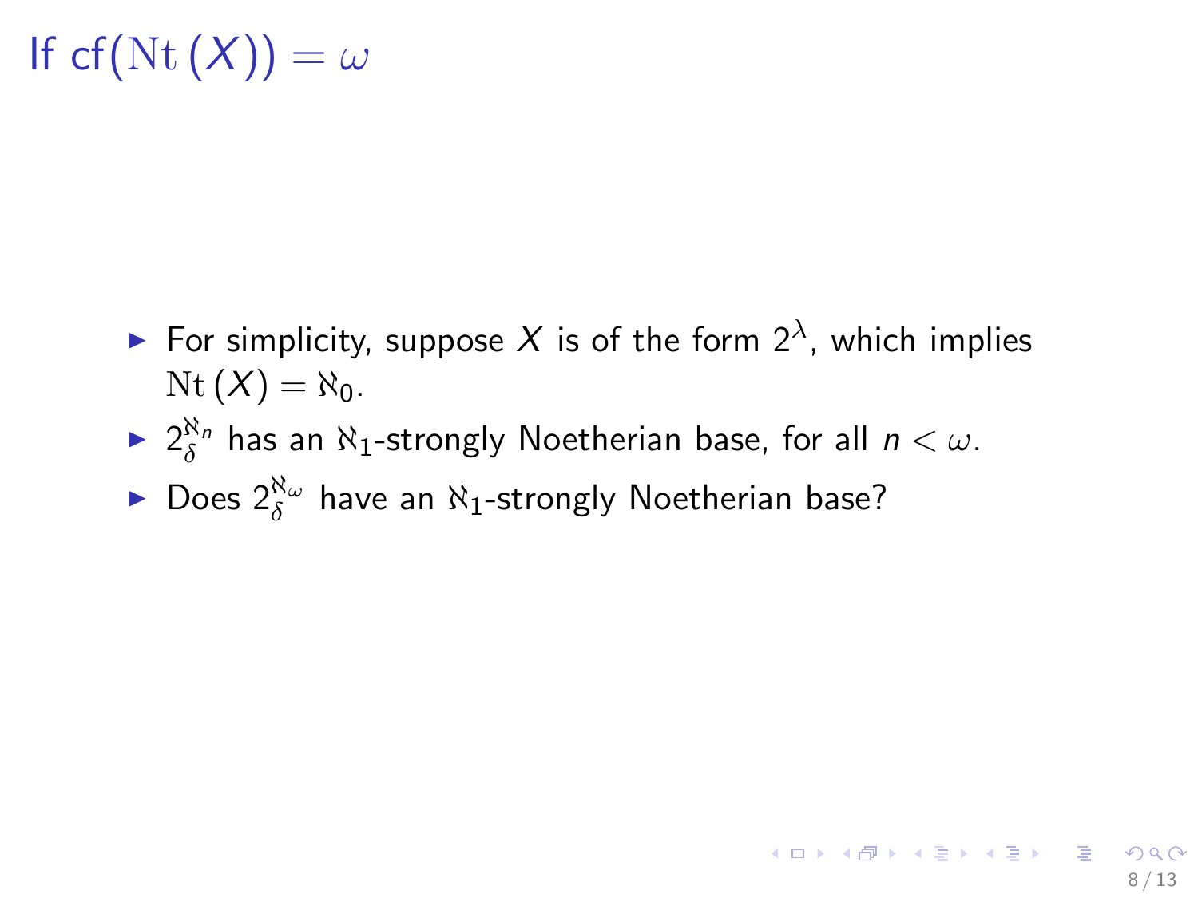# If $\mathrm{cf}(\mathrm{Nt}\,(X)) = \omega$

- For simplicity, suppose $X$ is of the form $2^{\lambda}$, which implies $\mathrm{Nt}\,(X) = \aleph_0$.
- $2^{\aleph_n}_{\delta}$ has an $\aleph_1$-strongly Noetherian base, for all $n < \omega$.
- Does $2^{\aleph_\omega}_{\delta}$ have an $\aleph_1$-strongly Noetherian base?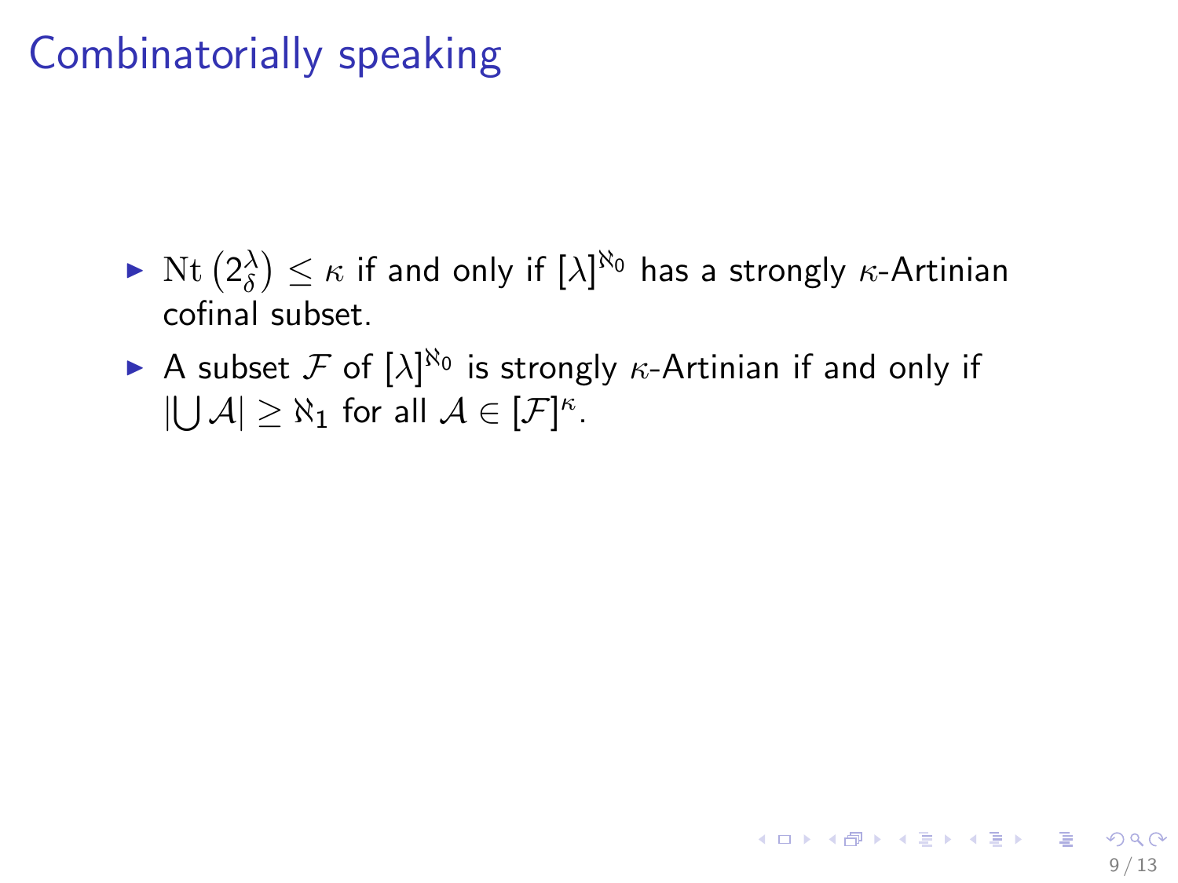# Combinatorially speaking

- $\mathrm{Nt}\left(2^{\lambda}_{\delta}\right) \leq \kappa$ if and only if $[\lambda]^{\aleph_0}$ has a strongly $\kappa$-Artinian cofinal subset.
- A subset $\mathcal{F}$ of $[\lambda]^{\aleph_0}$ is strongly $\kappa$-Artinian if and only if $|\bigcup \mathcal{A}| \geq \aleph_1$ for all $\mathcal{A} \in [\mathcal{F}]^{\kappa}$.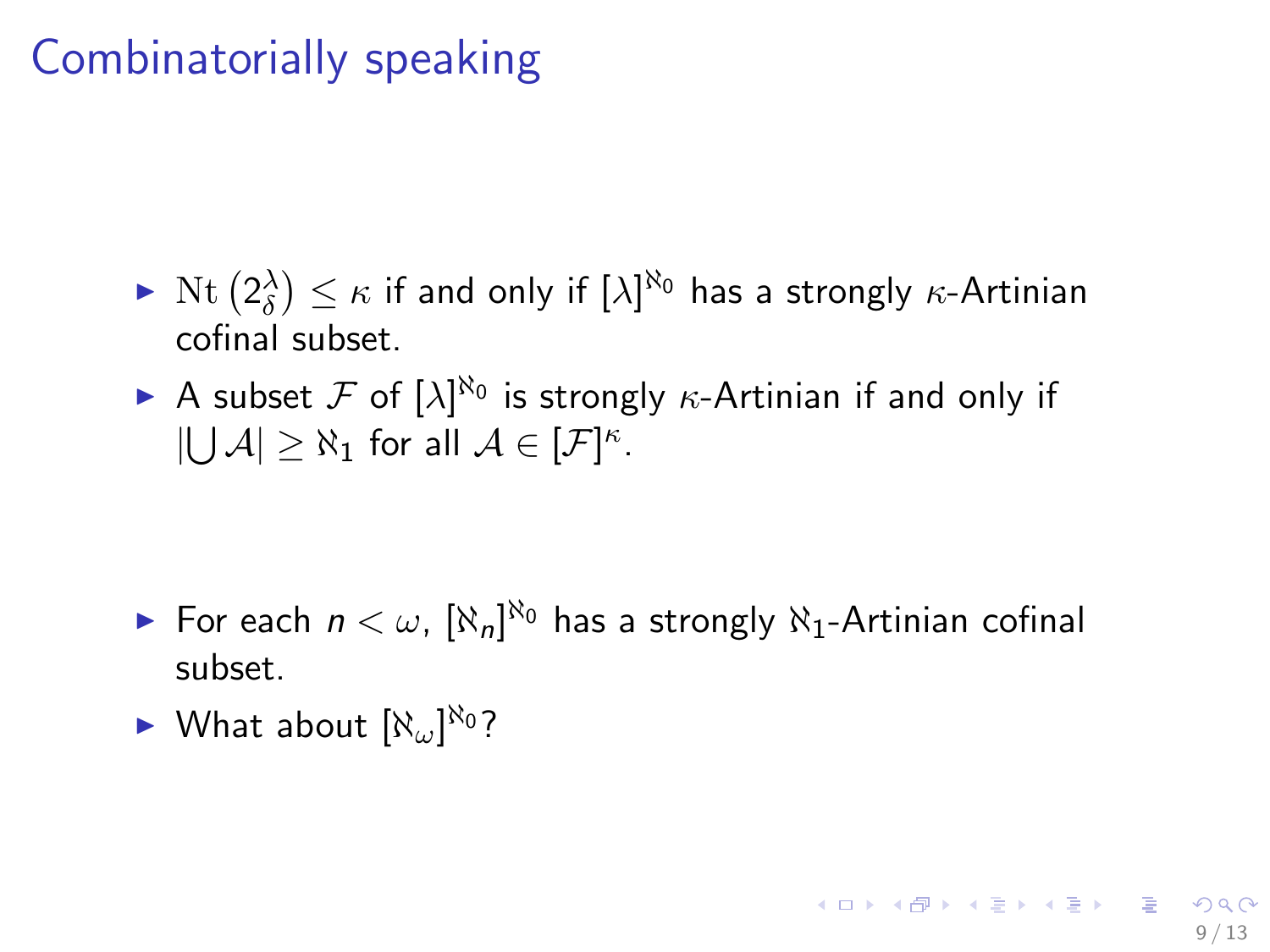# Combinatorially speaking

- $\mathrm{Nt}\left(2^{\lambda}_{\delta}\right) \leq \kappa$ if and only if $[\lambda]^{\aleph_0}$ has a strongly $\kappa$-Artinian cofinal subset.
- A subset $\mathcal{F}$ of $[\lambda]^{\aleph_0}$ is strongly $\kappa$-Artinian if and only if $|\bigcup \mathcal{A}| \geq \aleph_1$ for all $\mathcal{A} \in [\mathcal{F}]^{\kappa}$.

- For each $n < \omega$, $[\aleph_n]^{\aleph_0}$ has a strongly $\aleph_1$-Artinian cofinal subset.
- What about $[\aleph_\omega]^{\aleph_0}$?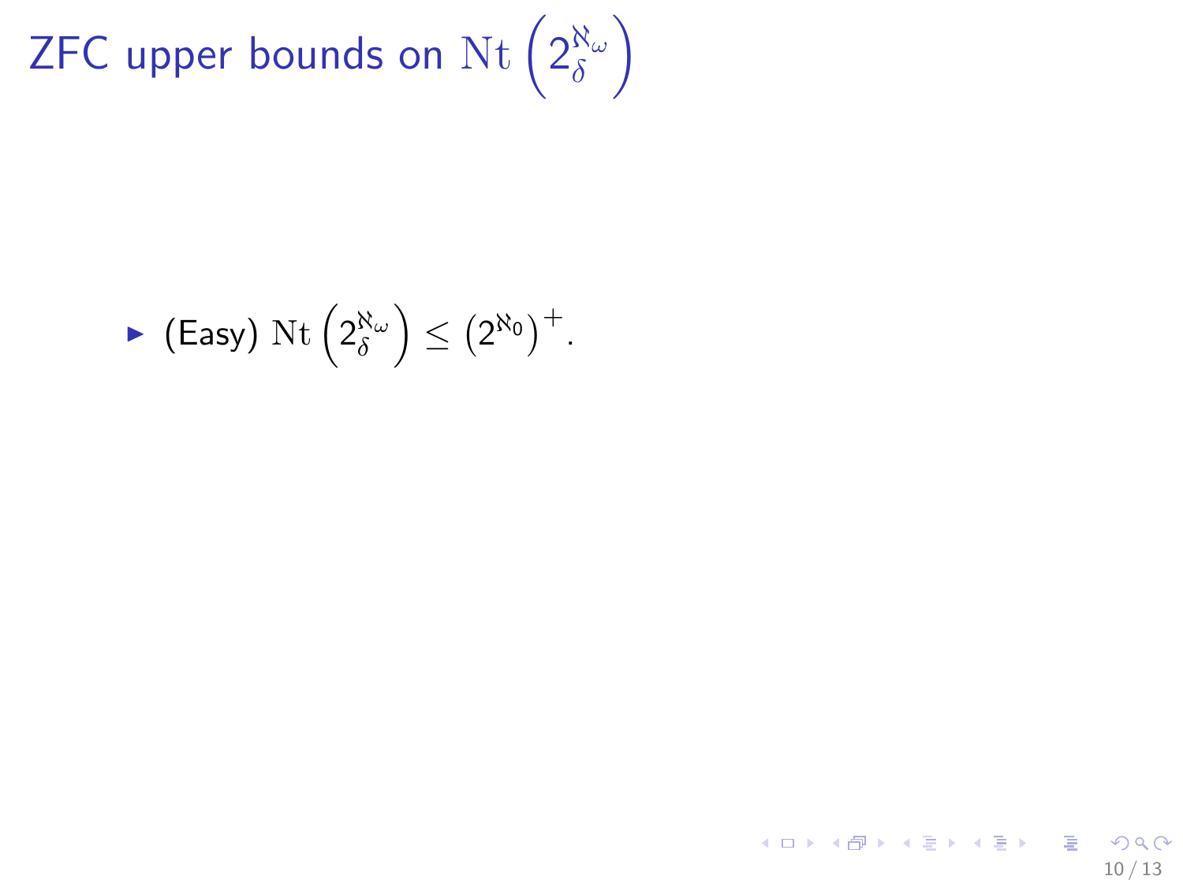# ZFC upper bounds on $\mathrm{Nt}\left(2^{\aleph_\omega}_\delta\right)$

- (Easy) $\mathrm{Nt}\left(2^{\aleph_\omega}_\delta\right) \leq \left(2^{\aleph_0}\right)^+$.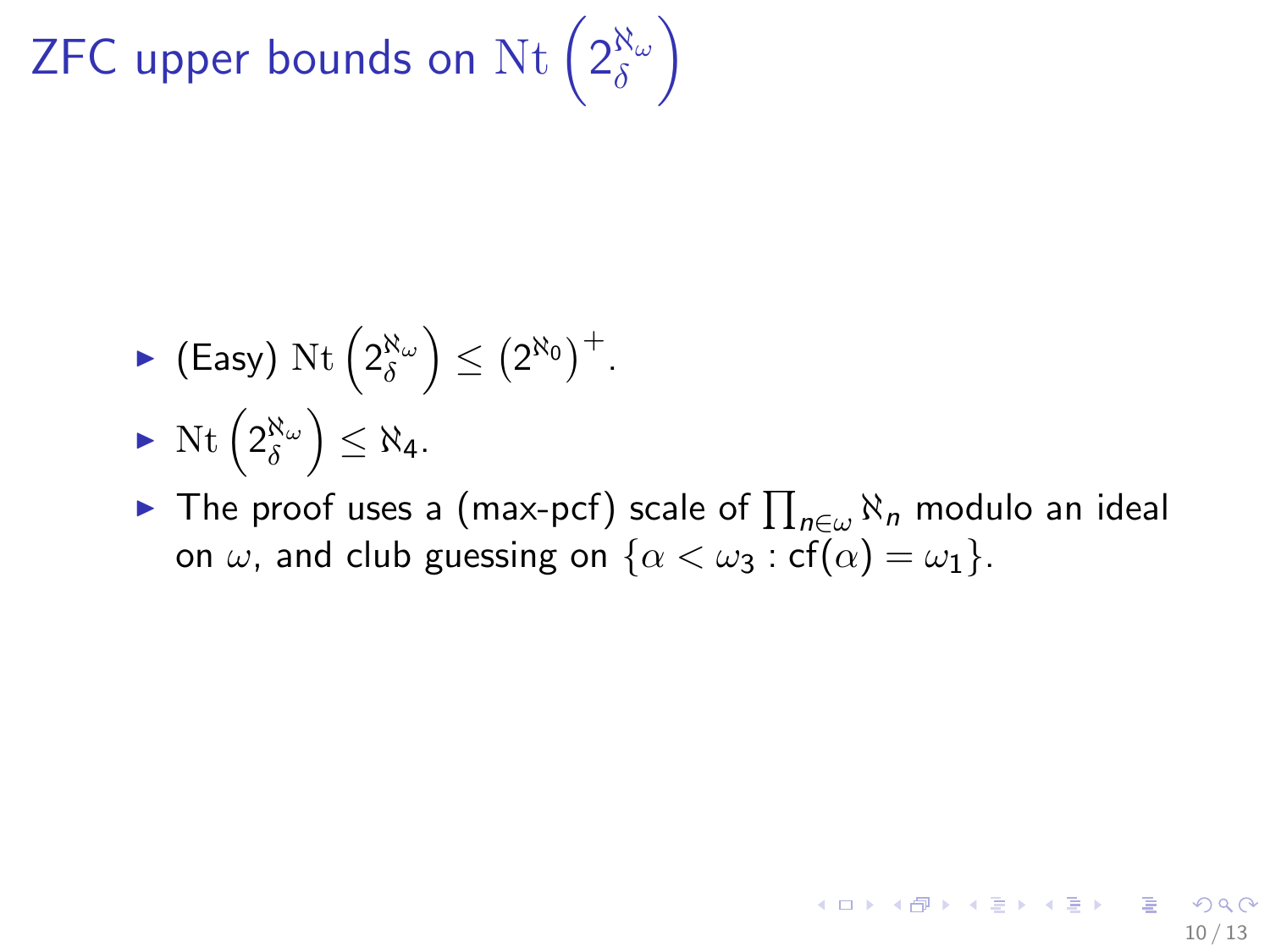# ZFC upper bounds on $\mathrm{Nt}\left(2_{\delta}^{\aleph_\omega}\right)$

- (Easy) $\mathrm{Nt}\left(2_{\delta}^{\aleph_\omega}\right) \leq \left(2^{\aleph_0}\right)^+$.
- $\mathrm{Nt}\left(2_{\delta}^{\aleph_\omega}\right) \leq \aleph_4$.
- The proof uses a (max-pcf) scale of $\prod_{n\in\omega} \aleph_n$ modulo an ideal on $\omega$, and club guessing on $\{\alpha < \omega_3 : \mathrm{cf}(\alpha) = \omega_1\}$.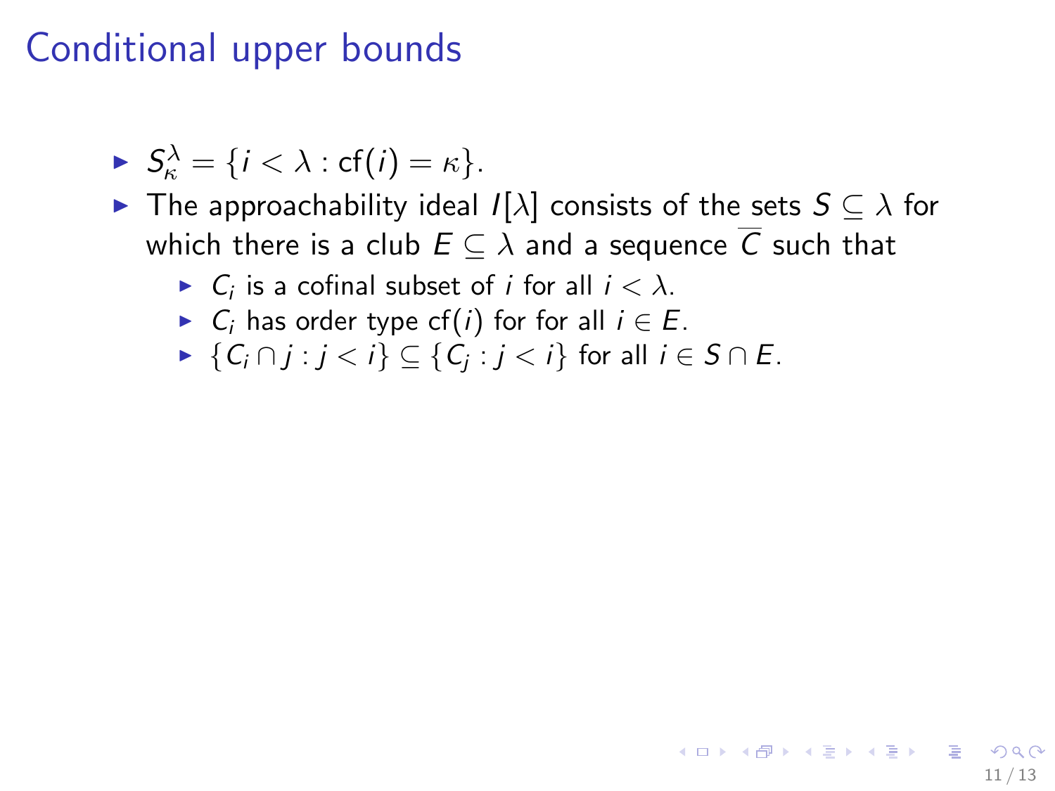# Conditional upper bounds

- $S^{\lambda}_{\kappa} = \{i < \lambda : \mathrm{cf}(i) = \kappa\}$.
- The approachability ideal $I[\lambda]$ consists of the sets $S \subseteq \lambda$ for which there is a club $E \subseteq \lambda$ and a sequence $\overline{C}$ such that
  - $C_i$ is a cofinal subset of $i$ for all $i < \lambda$.
  - $C_i$ has order type $\mathrm{cf}(i)$ for for all $i \in E$.
  - $\{C_i \cap j : j < i\} \subseteq \{C_j : j < i\}$ for all $i \in S \cap E$.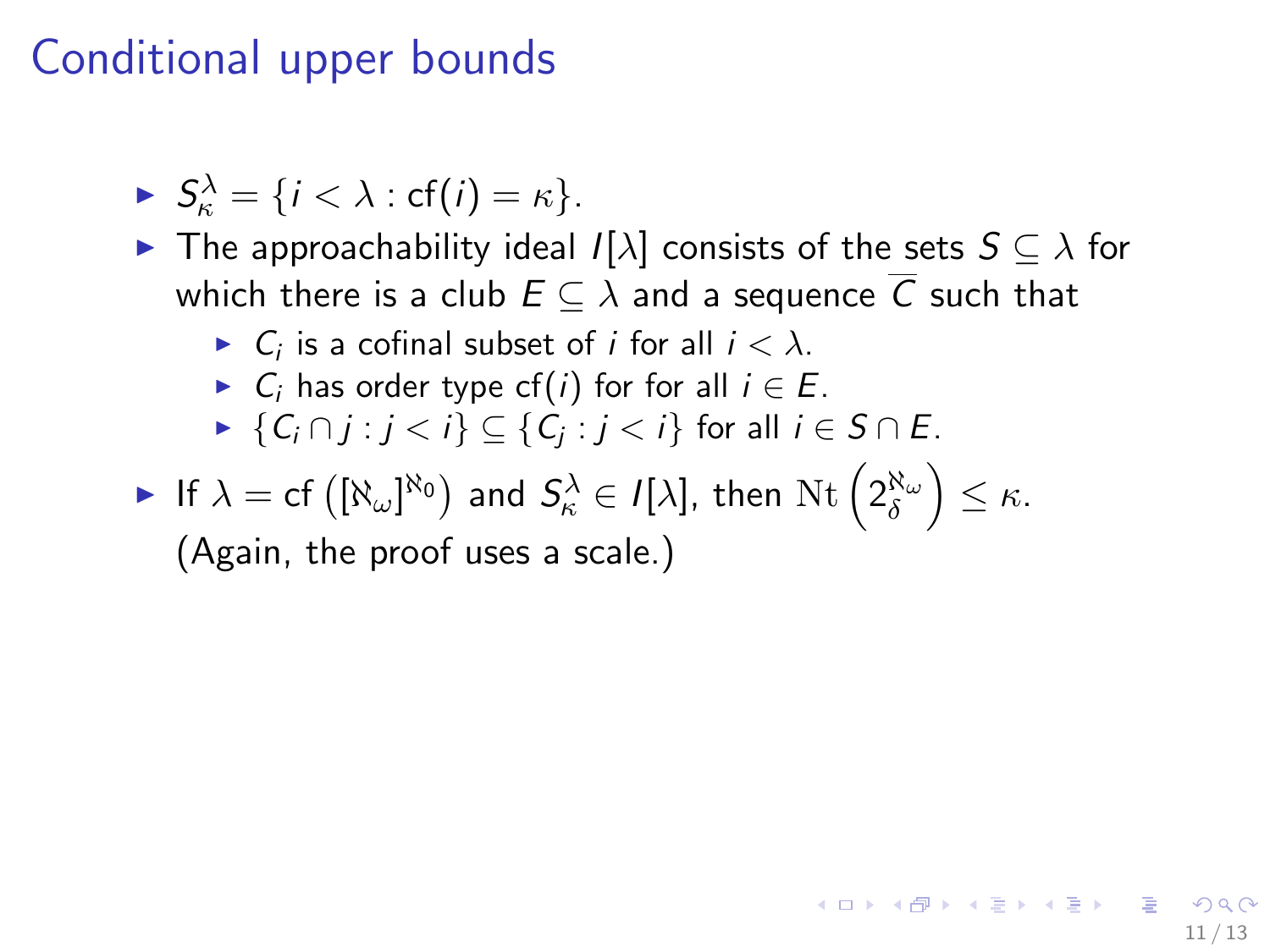# Conditional upper bounds

- $S^{\lambda}_{\kappa} = \{i < \lambda : \mathrm{cf}(i) = \kappa\}$.
- The approachability ideal $I[\lambda]$ consists of the sets $S \subseteq \lambda$ for which there is a club $E \subseteq \lambda$ and a sequence $\overline{C}$ such that
  - $C_i$ is a cofinal subset of $i$ for all $i < \lambda$.
  - $C_i$ has order type $\mathrm{cf}(i)$ for for all $i \in E$.
  - $\{C_i \cap j : j < i\} \subseteq \{C_j : j < i\}$ for all $i \in S \cap E$.
- If $\lambda = \mathrm{cf}\left([\aleph_\omega]^{\aleph_0}\right)$ and $S^{\lambda}_{\kappa} \in I[\lambda]$, then $\mathrm{Nt}\left(2^{\aleph_\omega}_{\delta}\right) \leq \kappa$. (Again, the proof uses a scale.)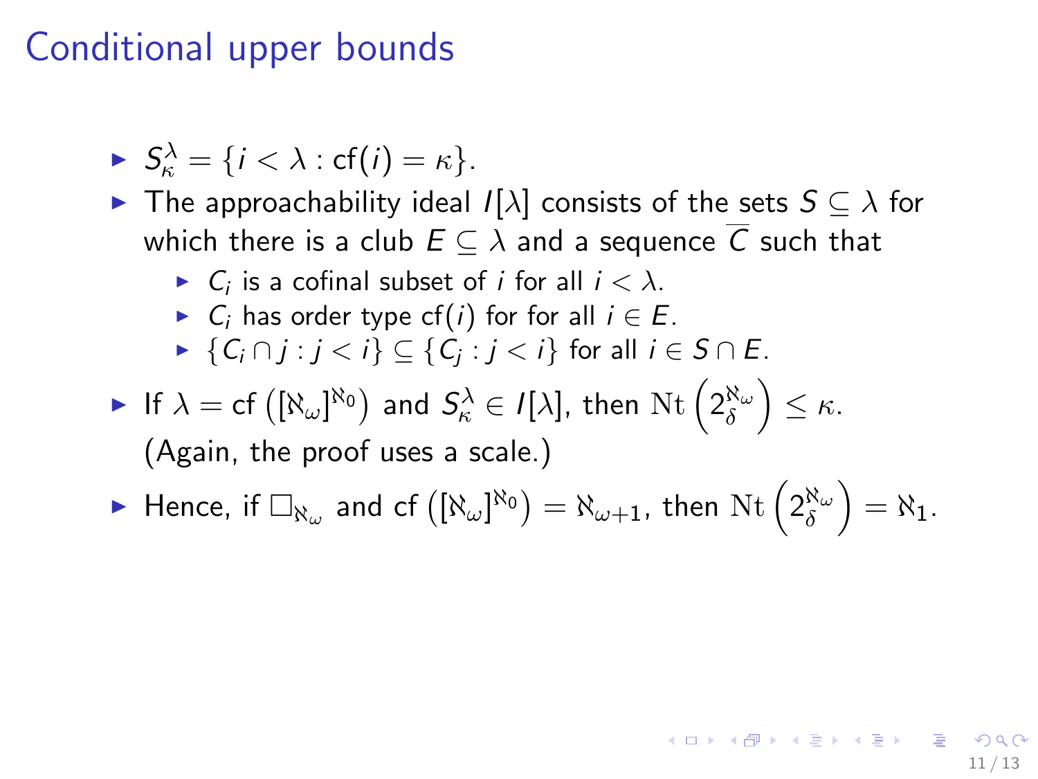# Conditional upper bounds

- $S^\lambda_\kappa = \{i < \lambda : \mathrm{cf}(i) = \kappa\}$.
- The approachability ideal $I[\lambda]$ consists of the sets $S \subseteq \lambda$ for which there is a club $E \subseteq \lambda$ and a sequence $\overline{C}$ such that
  - $C_i$ is a cofinal subset of $i$ for all $i < \lambda$.
  - $C_i$ has order type $\mathrm{cf}(i)$ for for all $i \in E$.
  - $\{C_i \cap j : j < i\} \subseteq \{C_j : j < i\}$ for all $i \in S \cap E$.
- If $\lambda = \mathrm{cf}\left([\aleph_\omega]^{\aleph_0}\right)$ and $S^\lambda_\kappa \in I[\lambda]$, then $\mathrm{Nt}\left(2^{\aleph_\omega}_\delta\right) \leq \kappa$. (Again, the proof uses a scale.)
- Hence, if $\square_{\aleph_\omega}$ and $\mathrm{cf}\left([\aleph_\omega]^{\aleph_0}\right) = \aleph_{\omega+1}$, then $\mathrm{Nt}\left(2^{\aleph_\omega}_\delta\right) = \aleph_1$.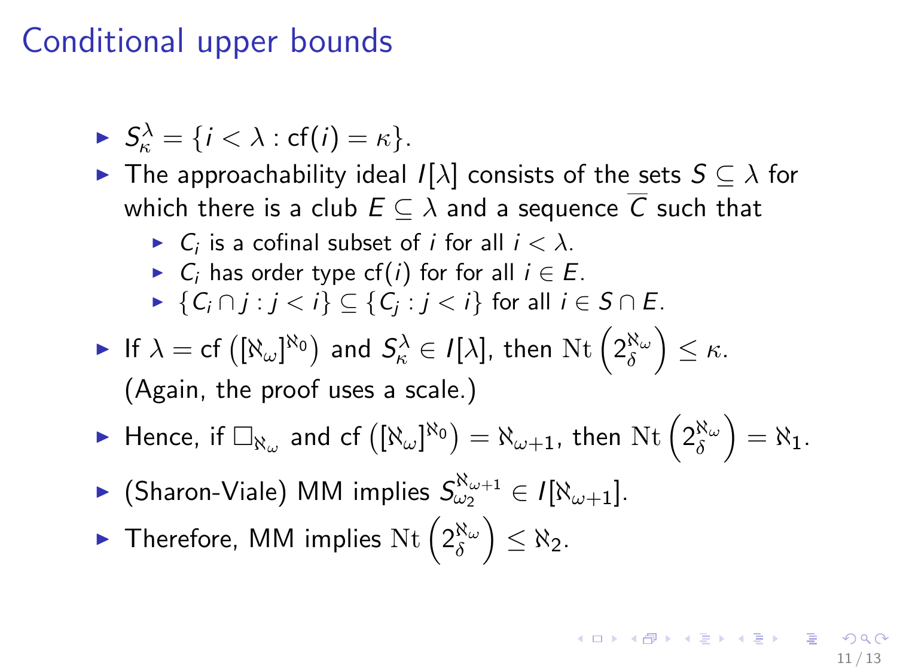# Conditional upper bounds

- $S^\lambda_\kappa = \{i < \lambda : \mathrm{cf}(i) = \kappa\}$.
- The approachability ideal $I[\lambda]$ consists of the sets $S \subseteq \lambda$ for which there is a club $E \subseteq \lambda$ and a sequence $\overline{C}$ such that
  - $C_i$ is a cofinal subset of $i$ for all $i < \lambda$.
  - $C_i$ has order type $\mathrm{cf}(i)$ for for all $i \in E$.
  - $\{C_i \cap j : j < i\} \subseteq \{C_j : j < i\}$ for all $i \in S \cap E$.
- If $\lambda = \mathrm{cf}\left([\aleph_\omega]^{\aleph_0}\right)$ and $S^\lambda_\kappa \in I[\lambda]$, then $\mathrm{Nt}\left(2^{\aleph_\omega}_\delta\right) \leq \kappa$. (Again, the proof uses a scale.)
- Hence, if $\square_{\aleph_\omega}$ and $\mathrm{cf}\left([\aleph_\omega]^{\aleph_0}\right) = \aleph_{\omega+1}$, then $\mathrm{Nt}\left(2^{\aleph_\omega}_\delta\right) = \aleph_1$.
- (Sharon-Viale) MM implies $S^{\aleph_{\omega+1}}_{\omega_2} \in I[\aleph_{\omega+1}]$.
- Therefore, MM implies $\mathrm{Nt}\left(2^{\aleph_\omega}_\delta\right) \leq \aleph_2$.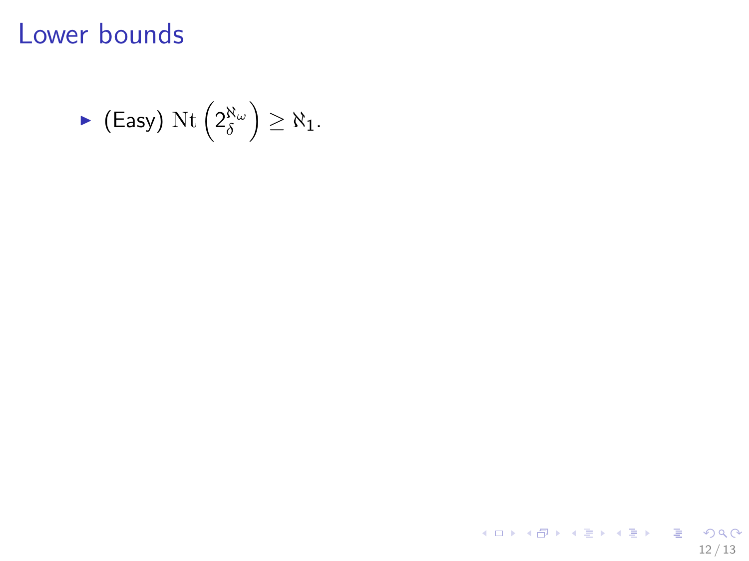# Lower bounds

- (Easy) $\mathrm{Nt}\left(2_{\delta}^{\aleph_\omega}\right) \geq \aleph_1$.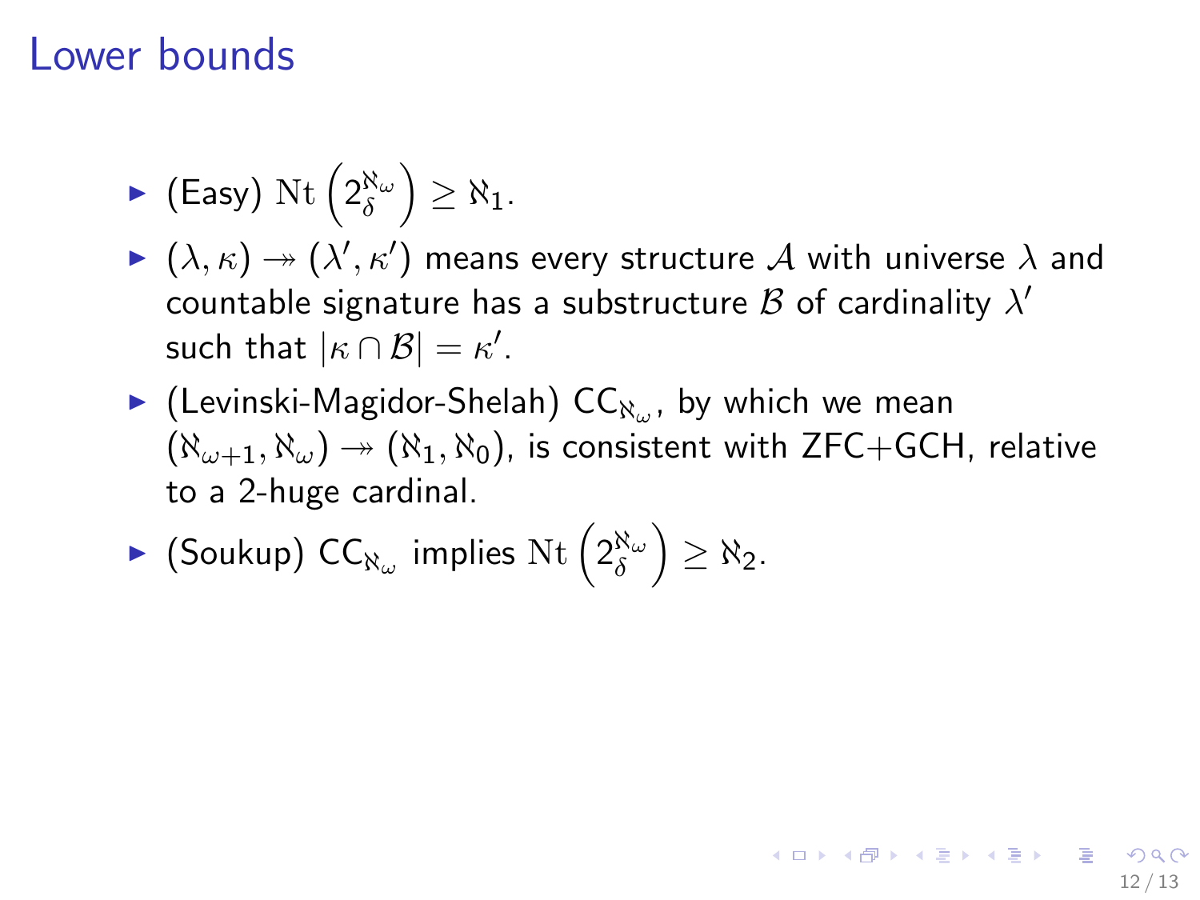# Lower bounds

- (Easy) $\mathrm{Nt}\left(2^{\aleph_\omega}_\delta\right) \geq \aleph_1$.
- $(\lambda, \kappa) \twoheadrightarrow (\lambda', \kappa')$ means every structure $\mathcal{A}$ with universe $\lambda$ and countable signature has a substructure $\mathcal{B}$ of cardinality $\lambda'$ such that $|\kappa \cap \mathcal{B}| = \kappa'$.
- (Levinski-Magidor-Shelah) $\mathsf{CC}_{\aleph_\omega}$, by which we mean $(\aleph_{\omega+1}, \aleph_\omega) \twoheadrightarrow (\aleph_1, \aleph_0)$, is consistent with ZFC+GCH, relative to a 2-huge cardinal.
- (Soukup) $\mathsf{CC}_{\aleph_\omega}$ implies $\mathrm{Nt}\left(2^{\aleph_\omega}_\delta\right) \geq \aleph_2$.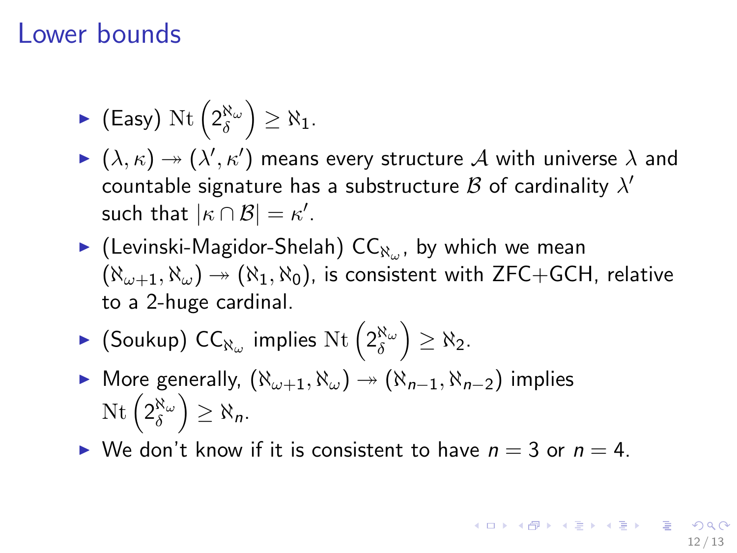# Lower bounds

- (Easy) $\mathrm{Nt}\left(2^{\aleph_\omega}_\delta\right) \geq \aleph_1$.
- $(\lambda, \kappa) \twoheadrightarrow (\lambda', \kappa')$ means every structure $\mathcal{A}$ with universe $\lambda$ and countable signature has a substructure $\mathcal{B}$ of cardinality $\lambda'$ such that $|\kappa \cap \mathcal{B}| = \kappa'$.
- (Levinski-Magidor-Shelah) $\mathsf{CC}_{\aleph_\omega}$, by which we mean $(\aleph_{\omega+1}, \aleph_\omega) \twoheadrightarrow (\aleph_1, \aleph_0)$, is consistent with ZFC+GCH, relative to a 2-huge cardinal.
- (Soukup) $\mathsf{CC}_{\aleph_\omega}$ implies $\mathrm{Nt}\left(2^{\aleph_\omega}_\delta\right) \geq \aleph_2$.
- More generally, $(\aleph_{\omega+1}, \aleph_\omega) \twoheadrightarrow (\aleph_{n-1}, \aleph_{n-2})$ implies $\mathrm{Nt}\left(2^{\aleph_\omega}_\delta\right) \geq \aleph_n$.
- We don't know if it is consistent to have $n = 3$ or $n = 4$.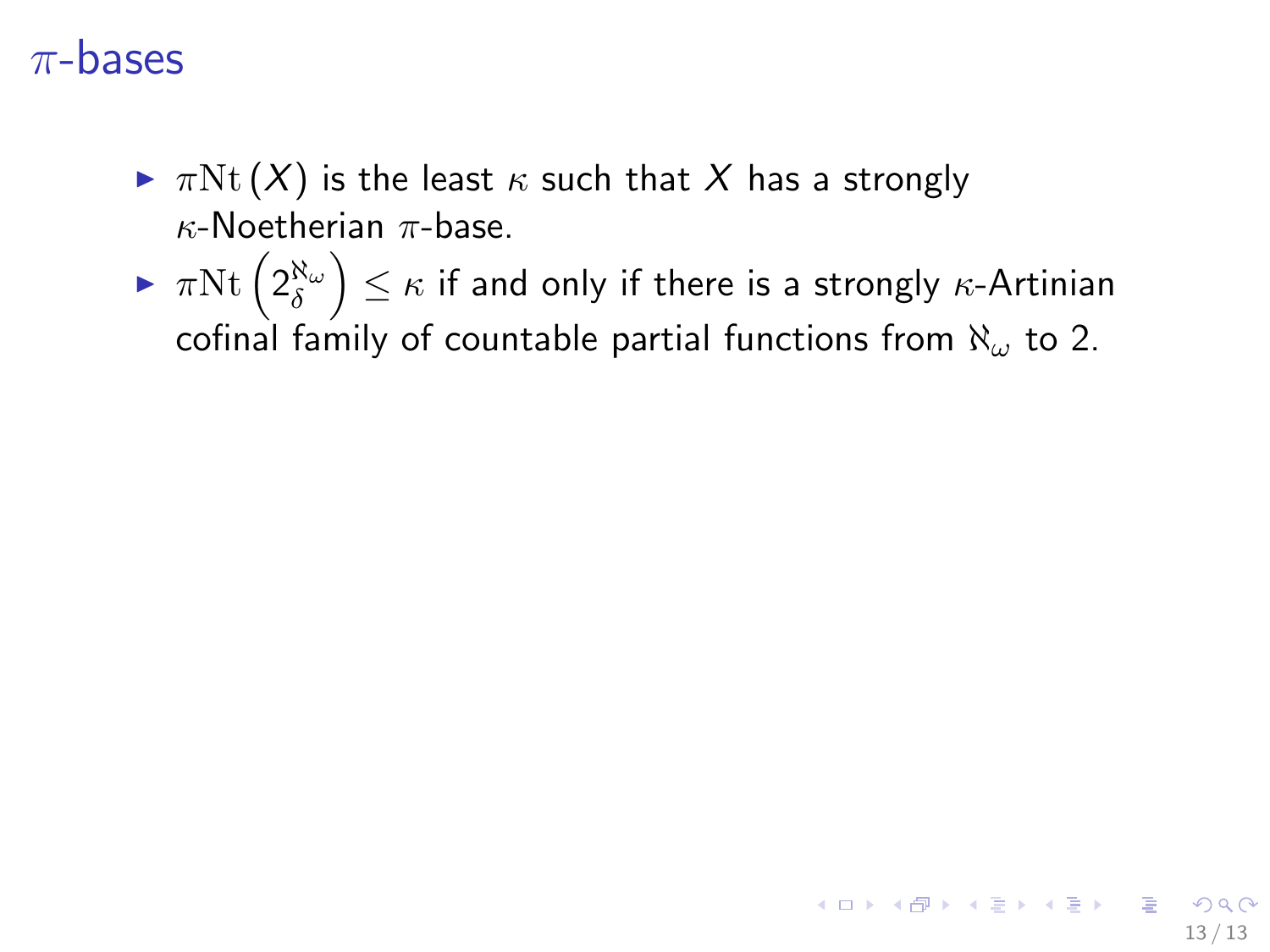# $\pi$-bases

- $\pi\mathrm{Nt}\,(X)$ is the least $\kappa$ such that $X$ has a strongly $\kappa$-Noetherian $\pi$-base.
- $\pi\mathrm{Nt}\left(2^{\aleph_\omega}_{\delta}\right) \leq \kappa$ if and only if there is a strongly $\kappa$-Artinian cofinal family of countable partial functions from $\aleph_\omega$ to 2.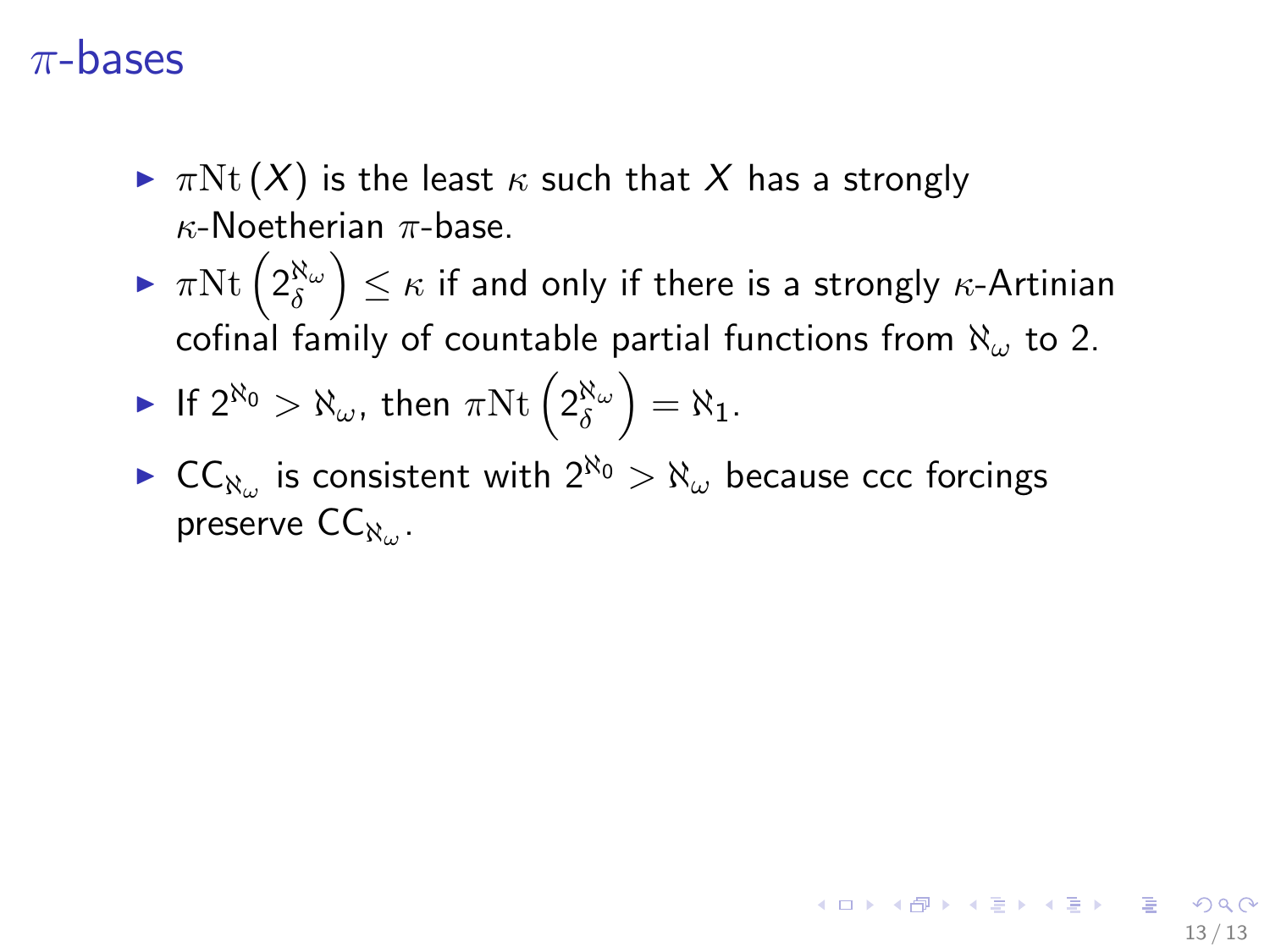# $\pi$-bases

- $\pi\mathrm{Nt}(X)$ is the least $\kappa$ such that $X$ has a strongly $\kappa$-Noetherian $\pi$-base.
- $\pi\mathrm{Nt}\left(2^{\aleph_\omega}_\delta\right) \leq \kappa$ if and only if there is a strongly $\kappa$-Artinian cofinal family of countable partial functions from $\aleph_\omega$ to 2.
- If $2^{\aleph_0} > \aleph_\omega$, then $\pi\mathrm{Nt}\left(2^{\aleph_\omega}_\delta\right) = \aleph_1$.
- $\mathsf{CC}_{\aleph_\omega}$ is consistent with $2^{\aleph_0} > \aleph_\omega$ because ccc forcings preserve $\mathsf{CC}_{\aleph_\omega}$.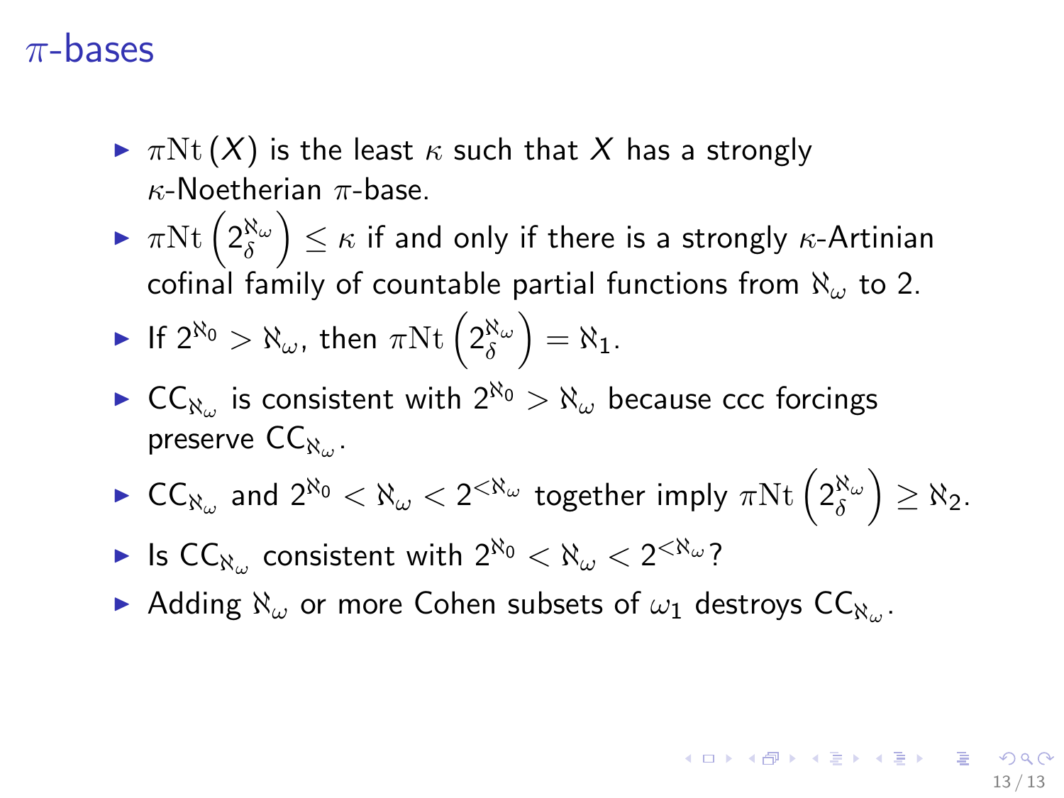# $\pi$-bases

- $\pi\mathrm{Nt}(X)$ is the least $\kappa$ such that $X$ has a strongly $\kappa$-Noetherian $\pi$-base.
- $\pi\mathrm{Nt}\left(2^{\aleph_\omega}_\delta\right) \leq \kappa$ if and only if there is a strongly $\kappa$-Artinian cofinal family of countable partial functions from $\aleph_\omega$ to 2.
- If $2^{\aleph_0} > \aleph_\omega$, then $\pi\mathrm{Nt}\left(2^{\aleph_\omega}_\delta\right) = \aleph_1$.
- $\mathsf{CC}_{\aleph_\omega}$ is consistent with $2^{\aleph_0} > \aleph_\omega$ because ccc forcings preserve $\mathsf{CC}_{\aleph_\omega}$.
- $\mathsf{CC}_{\aleph_\omega}$ and $2^{\aleph_0} < \aleph_\omega < 2^{<\aleph_\omega}$ together imply $\pi\mathrm{Nt}\left(2^{\aleph_\omega}_\delta\right) \geq \aleph_2$.
- Is $\mathsf{CC}_{\aleph_\omega}$ consistent with $2^{\aleph_0} < \aleph_\omega < 2^{<\aleph_\omega}$?
- Adding $\aleph_\omega$ or more Cohen subsets of $\omega_1$ destroys $\mathsf{CC}_{\aleph_\omega}$.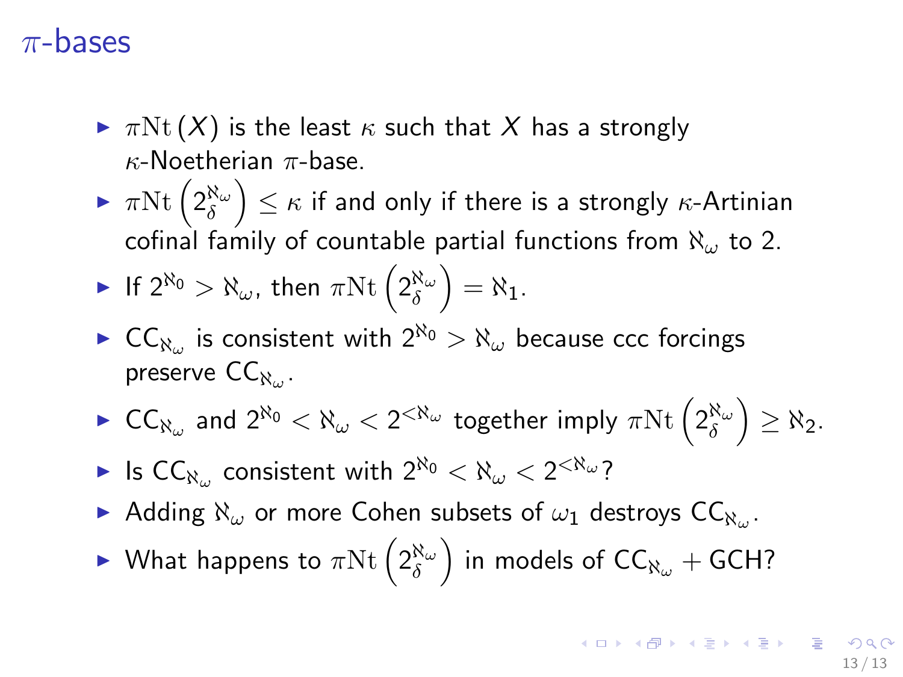# $\pi$-bases

- $\pi\mathrm{Nt}\,(X)$ is the least $\kappa$ such that $X$ has a strongly $\kappa$-Noetherian $\pi$-base.
- $\pi\mathrm{Nt}\left(2^{\aleph_\omega}_\delta\right) \leq \kappa$ if and only if there is a strongly $\kappa$-Artinian cofinal family of countable partial functions from $\aleph_\omega$ to 2.
- If $2^{\aleph_0} > \aleph_\omega$, then $\pi\mathrm{Nt}\left(2^{\aleph_\omega}_\delta\right) = \aleph_1$.
- $\mathsf{CC}_{\aleph_\omega}$ is consistent with $2^{\aleph_0} > \aleph_\omega$ because ccc forcings preserve $\mathsf{CC}_{\aleph_\omega}$.
- $\mathsf{CC}_{\aleph_\omega}$ and $2^{\aleph_0} < \aleph_\omega < 2^{<\aleph_\omega}$ together imply $\pi\mathrm{Nt}\left(2^{\aleph_\omega}_\delta\right) \geq \aleph_2$.
- Is $\mathsf{CC}_{\aleph_\omega}$ consistent with $2^{\aleph_0} < \aleph_\omega < 2^{<\aleph_\omega}$?
- Adding $\aleph_\omega$ or more Cohen subsets of $\omega_1$ destroys $\mathsf{CC}_{\aleph_\omega}$.
- What happens to $\pi\mathrm{Nt}\left(2^{\aleph_\omega}_\delta\right)$ in models of $\mathsf{CC}_{\aleph_\omega} + \mathsf{GCH}$?